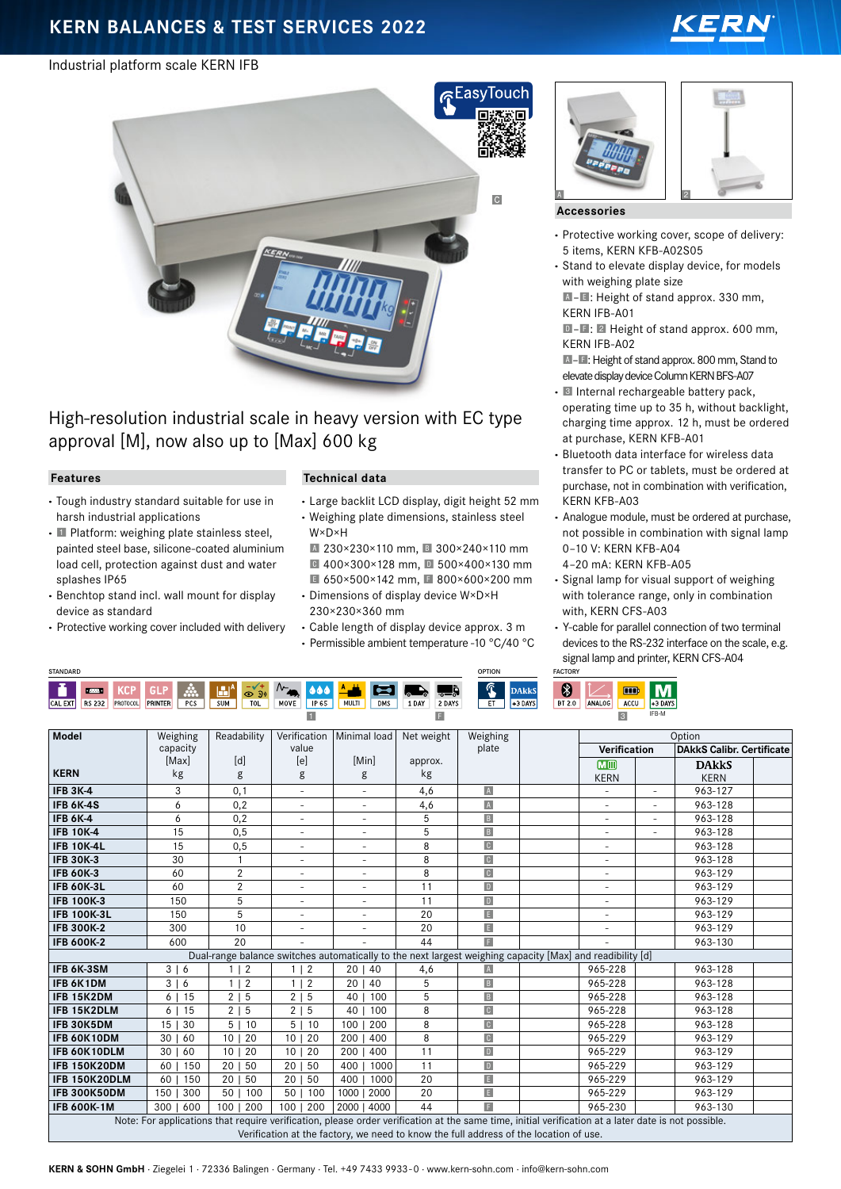Industrial platform scale KERN IFB

EasyTouch

# High-resolution industrial scale in heavy version with EC type approval [M], now also up to [Max] 600 kg

## Features

- Tough industry standard suitable for use in harsh industrial applications
- 1 Platform: weighing plate stainless steel, painted steel base, silicone-coated aluminium load cell, protection against dust and water splashes IP65
- Benchtop stand incl. wall mount for display device as standard
- Protective working cover included with delivery

## Technical data

- Large backlit LCD display, digit height 52 mm
- Weighing plate dimensions, stainless steel W×D×H
  A 230×230×110 mm, B 300×240×110 mm
  C 400×300×128 mm, D 500×400×130 mm
  E 650×500×142 mm, F 800×600×200 mm
- Dimensions of display device W×D×H 230×230×360 mm
- Cable length of display device approx. 3 m
- Permissible ambient temperature -10 °C/40 °C

## Accessories

- Protective working cover, scope of delivery: 5 items, KERN KFB-A02S05
- Stand to elevate display device, for models with weighing plate size
  A–E: Height of stand approx. 330 mm, KERN IFB-A01
  D–F: 2 Height of stand approx. 600 mm, KERN IFB-A02
  A–F: Height of stand approx. 800 mm, Stand to elevate display device Column KERN BFS-A07
- 3 Internal rechargeable battery pack, operating time up to 35 h, without backlight, charging time approx. 12 h, must be ordered at purchase, KERN KFB-A01
- Bluetooth data interface for wireless data transfer to PC or tablets, must be ordered at purchase, not in combination with verification, KERN KFB-A03
- Analogue module, must be ordered at purchase, not possible in combination with signal lamp 0–10 V: KERN KFB-A04
  4–20 mA: KERN KFB-A05
- Signal lamp for visual support of weighing with tolerance range, only in combination with, KERN CFS-A03
- Y-cable for parallel connection of two terminal devices to the RS-232 interface on the scale, e.g. signal lamp and printer, KERN CFS-A04

STANDARD: CAL EXT, RS 232, KCP PROTOCOL, GLP PRINTER, PCS, SUM, TOL, MOVE, IP 65, MULTI, DMS, 1 DAY, 2 DAYS
OPTION: ET, DAkkS +3 DAYS
FACTORY: BT 2.0, ANALOG, ACCU, M +3 DAYS (IFB-M)

| Model | Weighing capacity | Readability | Verification value | Minimal load | Net weight | Weighing plate | Option | | | |
|---|---|---|---|---|---|---|---|---|---|---|
| | | | | | | | Verification | | DAkkS Calibr. Certificate | |
| KERN | [Max] kg | [d] g | [e] g | [Min] g | approx. kg | | M KERN | | DAkkS KERN | |
| IFB 3K-4 | 3 | 0,1 | - | - | 4,6 | A | - | - | 963-127 | |
| IFB 6K-4S | 6 | 0,2 | - | - | 4,6 | A | - | - | 963-128 | |
| IFB 6K-4 | 6 | 0,2 | - | - | 5 | B | - | - | 963-128 | |
| IFB 10K-4 | 15 | 0,5 | - | - | 5 | B | - | - | 963-128 | |
| IFB 10K-4L | 15 | 0,5 | - | - | 8 | C | - | | 963-128 | |
| IFB 30K-3 | 30 | 1 | - | - | 8 | C | - | | 963-128 | |
| IFB 60K-3 | 60 | 2 | - | - | 8 | C | - | | 963-129 | |
| IFB 60K-3L | 60 | 2 | - | - | 11 | D | - | | 963-129 | |
| IFB 100K-3 | 150 | 5 | - | - | 11 | D | - | | 963-129 | |
| IFB 100K-3L | 150 | 5 | - | - | 20 | E | - | | 963-129 | |
| IFB 300K-2 | 300 | 10 | - | - | 20 | E | - | | 963-129 | |
| IFB 600K-2 | 600 | 20 | - | - | 44 | F | - | | 963-130 | |
| Dual-range balance switches automatically to the next largest weighing capacity [Max] and readibility [d] | | | | | | | | | | |
| IFB 6K-3SM | 3 \| 6 | 1 \| 2 | 1 \| 2 | 20 \| 40 | 4,6 | A | 965-228 | | 963-128 | |
| IFB 6K1DM | 3 \| 6 | 1 \| 2 | 1 \| 2 | 20 \| 40 | 5 | B | 965-228 | | 963-128 | |
| IFB 15K2DM | 6 \| 15 | 2 \| 5 | 2 \| 5 | 40 \| 100 | 5 | B | 965-228 | | 963-128 | |
| IFB 15K2DLM | 6 \| 15 | 2 \| 5 | 2 \| 5 | 40 \| 100 | 8 | C | 965-228 | | 963-128 | |
| IFB 30K5DM | 15 \| 30 | 5 \| 10 | 5 \| 10 | 100 \| 200 | 8 | C | 965-228 | | 963-128 | |
| IFB 60K10DM | 30 \| 60 | 10 \| 20 | 10 \| 20 | 200 \| 400 | 8 | C | 965-229 | | 963-129 | |
| IFB 60K10DLM | 30 \| 60 | 10 \| 20 | 10 \| 20 | 200 \| 400 | 11 | D | 965-229 | | 963-129 | |
| IFB 150K20DM | 60 \| 150 | 20 \| 50 | 20 \| 50 | 400 \| 1000 | 11 | D | 965-229 | | 963-129 | |
| IFB 150K20DLM | 60 \| 150 | 20 \| 50 | 20 \| 50 | 400 \| 1000 | 20 | E | 965-229 | | 963-129 | |
| IFB 300K50DM | 150 \| 300 | 50 \| 100 | 50 \| 100 | 1000 \| 2000 | 20 | E | 965-229 | | 963-129 | |
| IFB 600K-1M | 300 \| 600 | 100 \| 200 | 100 \| 200 | 2000 \| 4000 | 44 | F | 965-230 | | 963-130 | |

Note: For applications that require verification, please order verification at the same time, initial verification at a later date is not possible. Verification at the factory, we need to know the full address of the location of use.

KERN & SOHN GmbH · Ziegelei 1 · 72336 Balingen · Germany · Tel. +49 7433 9933-0 · www.kern-sohn.com · info@kern-sohn.com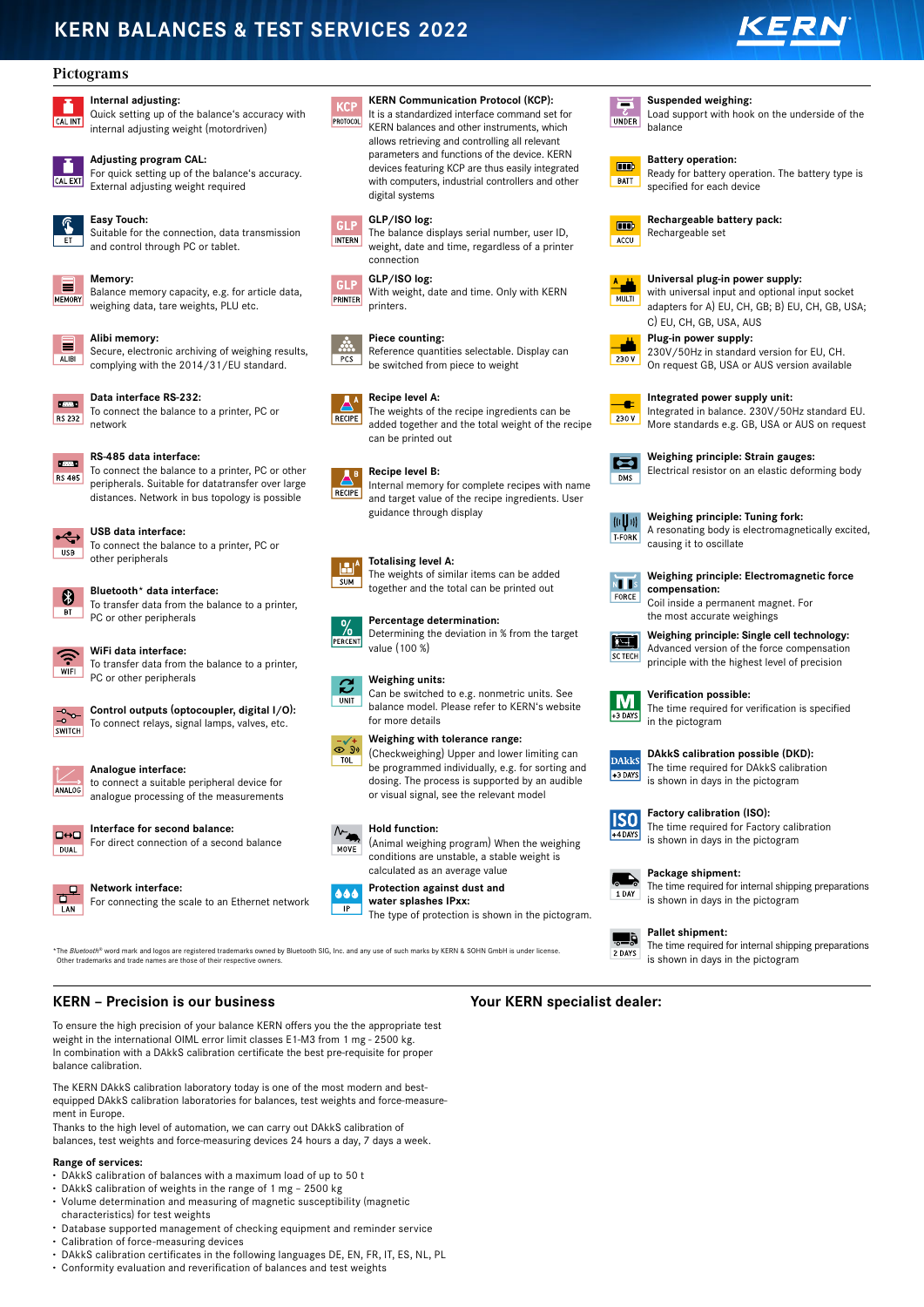# KERN BALANCES & TEST SERVICES 2022

## Pictograms

**Internal adjusting:**
Quick setting up of the balance's accuracy with internal adjusting weight (motordriven)

**Adjusting program CAL:**
For quick setting up of the balance's accuracy. External adjusting weight required

**Easy Touch:**
Suitable for the connection, data transmission and control through PC or tablet.

**Memory:**
Balance memory capacity, e.g. for article data, weighing data, tare weights, PLU etc.

**Alibi memory:**
Secure, electronic archiving of weighing results, complying with the 2014/31/EU standard.

**Data interface RS-232:**
To connect the balance to a printer, PC or network

**RS-485 data interface:**
To connect the balance to a printer, PC or other peripherals. Suitable for datatransfer over large distances. Network in bus topology is possible

**USB data interface:**
To connect the balance to a printer, PC or other peripherals

**Bluetooth* data interface:**
To transfer data from the balance to a printer, PC or other peripherals

**WiFi data interface:**
To transfer data from the balance to a printer, PC or other peripherals

**Control outputs (optocoupler, digital I/O):**
To connect relays, signal lamps, valves, etc.

**Analogue interface:**
to connect a suitable peripheral device for analogue processing of the measurements

**Interface for second balance:**
For direct connection of a second balance

**Network interface:**
For connecting the scale to an Ethernet network

**KERN Communication Protocol (KCP):**
It is a standardized interface command set for KERN balances and other instruments, which allows retrieving and controlling all relevant parameters and functions of the device. KERN devices featuring KCP are thus easily integrated with computers, industrial controllers and other digital systems

**GLP/ISO log:**
The balance displays serial number, user ID, weight, date and time, regardless of a printer connection

**GLP/ISO log:**
With weight, date and time. Only with KERN printers.

**Piece counting:**
Reference quantities selectable. Display can be switched from piece to weight

**Recipe level A:**
The weights of the recipe ingredients can be added together and the total weight of the recipe can be printed out

**Recipe level B:**
Internal memory for complete recipes with name and target value of the recipe ingredients. User guidance through display

**Totalising level A:**
The weights of similar items can be added together and the total can be printed out

**Percentage determination:**
Determining the deviation in % from the target value (100 %)

**Weighing units:**
Can be switched to e.g. nonmetric units. See balance model. Please refer to KERN's website for more details

**Weighing with tolerance range:**
(Checkweighing) Upper and lower limiting can be programmed individually, e.g. for sorting and dosing. The process is supported by an audible or visual signal, see the relevant model

**Hold function:**
(Animal weighing program) When the weighing conditions are unstable, a stable weight is calculated as an average value

**Protection against dust and water splashes IPxx:**
The type of protection is shown in the pictogram.

**Suspended weighing:**
Load support with hook on the underside of the balance

**Battery operation:**
Ready for battery operation. The battery type is specified for each device

**Rechargeable battery pack:**
Rechargeable set

**Universal plug-in power supply:**
with universal input and optional input socket adapters for A) EU, CH, GB; B) EU, CH, GB, USA; C) EU, CH, GB, USA, AUS

**Plug-in power supply:**
230V/50Hz in standard version for EU, CH. On request GB, USA or AUS version available

**Integrated power supply unit:**
Integrated in balance. 230V/50Hz standard EU. More standards e.g. GB, USA or AUS on request

**Weighing principle: Strain gauges:**
Electrical resistor on an elastic deforming body

**Weighing principle: Tuning fork:**
A resonating body is electromagnetically excited, causing it to oscillate

**Weighing principle: Electromagnetic force compensation:**
Coil inside a permanent magnet. For the most accurate weighings

**Weighing principle: Single cell technology:**
Advanced version of the force compensation principle with the highest level of precision

**Verification possible:**
The time required for verification is specified in the pictogram

**DAkkS calibration possible (DKD):**
The time required for DAkkS calibration is shown in days in the pictogram

**Factory calibration (ISO):**
The time required for Factory calibration is shown in days in the pictogram

**Package shipment:**
The time required for internal shipping preparations is shown in days in the pictogram

**Pallet shipment:**
The time required for internal shipping preparations is shown in days in the pictogram

*The Bluetooth® word mark and logos are registered trademarks owned by Bluetooth SIG, Inc. and any use of such marks by KERN & SOHN GmbH is under license. Other trademarks and trade names are those of their respective owners.

## KERN – Precision is our business

To ensure the high precision of your balance KERN offers you the the appropriate test weight in the international OIML error limit classes E1-M3 from 1 mg - 2500 kg.
In combination with a DAkkS calibration certificate the best pre-requisite for proper balance calibration.

The KERN DAkkS calibration laboratory today is one of the most modern and best-equipped DAkkS calibration laboratories for balances, test weights and force-measurement in Europe.
Thanks to the high level of automation, we can carry out DAkkS calibration of balances, test weights and force-measuring devices 24 hours a day, 7 days a week.

**Range of services:**

- DAkkS calibration of balances with a maximum load of up to 50 t
- DAkkS calibration of weights in the range of 1 mg – 2500 kg
- Volume determination and measuring of magnetic susceptibility (magnetic characteristics) for test weights
- Database supported management of checking equipment and reminder service
- Calibration of force-measuring devices
- DAkkS calibration certificates in the following languages DE, EN, FR, IT, ES, NL, PL
- Conformity evaluation and reverification of balances and test weights

## Your KERN specialist dealer: